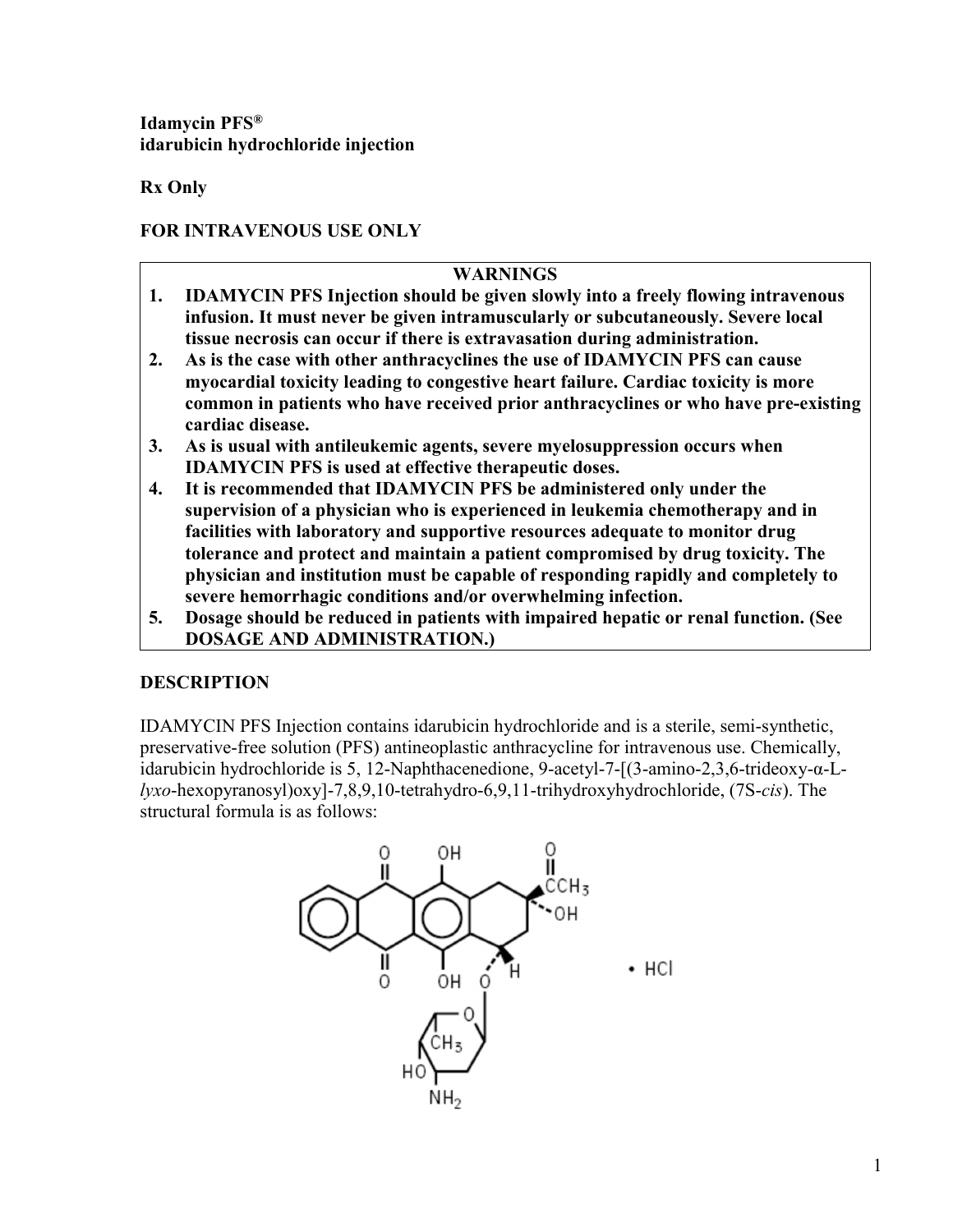**Idamycin PFS®**
**idarubicin hydrochloride injection**

**Rx Only**

**FOR INTRAVENOUS USE ONLY**

**WARNINGS**

1. **IDAMYCIN PFS Injection should be given slowly into a freely flowing intravenous infusion. It must never be given intramuscularly or subcutaneously. Severe local tissue necrosis can occur if there is extravasation during administration.**
2. **As is the case with other anthracyclines the use of IDAMYCIN PFS can cause myocardial toxicity leading to congestive heart failure. Cardiac toxicity is more common in patients who have received prior anthracyclines or who have pre-existing cardiac disease.**
3. **As is usual with antileukemic agents, severe myelosuppression occurs when IDAMYCIN PFS is used at effective therapeutic doses.**
4. **It is recommended that IDAMYCIN PFS be administered only under the supervision of a physician who is experienced in leukemia chemotherapy and in facilities with laboratory and supportive resources adequate to monitor drug tolerance and protect and maintain a patient compromised by drug toxicity. The physician and institution must be capable of responding rapidly and completely to severe hemorrhagic conditions and/or overwhelming infection.**
5. **Dosage should be reduced in patients with impaired hepatic or renal function. (See DOSAGE AND ADMINISTRATION.)**

## DESCRIPTION

IDAMYCIN PFS Injection contains idarubicin hydrochloride and is a sterile, semi-synthetic, preservative-free solution (PFS) antineoplastic anthracycline for intravenous use. Chemically, idarubicin hydrochloride is 5, 12-Naphthacenedione, 9-acetyl-7-[(3-amino-2,3,6-trideoxy-α-L-*lyxo*-hexopyranosyl)oxy]-7,8,9,10-tetrahydro-6,9,11-trihydroxyhydrochloride, (7S-*cis*). The structural formula is as follows: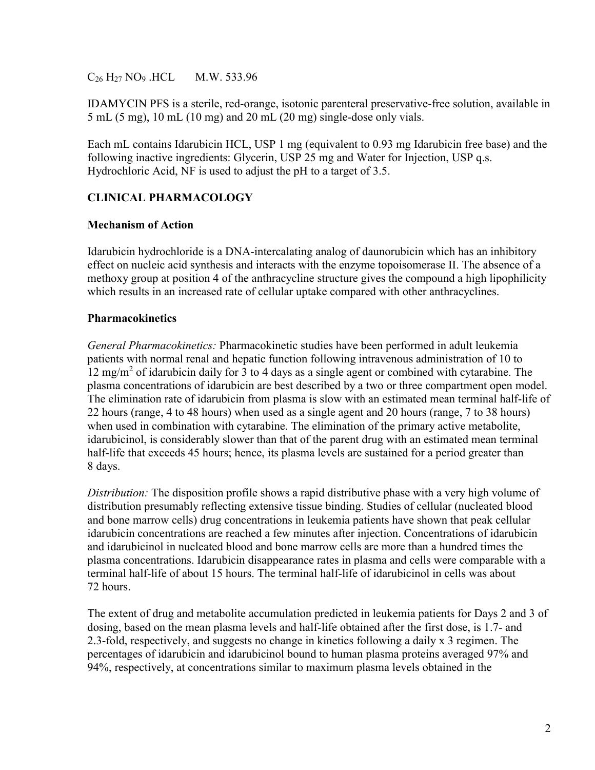$C_{26}H_{27}NO_9$ .HCL M.W. 533.96

IDAMYCIN PFS is a sterile, red-orange, isotonic parenteral preservative-free solution, available in 5 mL (5 mg), 10 mL (10 mg) and 20 mL (20 mg) single-dose only vials.

Each mL contains Idarubicin HCL, USP 1 mg (equivalent to 0.93 mg Idarubicin free base) and the following inactive ingredients: Glycerin, USP 25 mg and Water for Injection, USP q.s. Hydrochloric Acid, NF is used to adjust the pH to a target of 3.5.

## CLINICAL PHARMACOLOGY

### Mechanism of Action

Idarubicin hydrochloride is a DNA-intercalating analog of daunorubicin which has an inhibitory effect on nucleic acid synthesis and interacts with the enzyme topoisomerase II. The absence of a methoxy group at position 4 of the anthracycline structure gives the compound a high lipophilicity which results in an increased rate of cellular uptake compared with other anthracyclines.

### Pharmacokinetics

*General Pharmacokinetics:* Pharmacokinetic studies have been performed in adult leukemia patients with normal renal and hepatic function following intravenous administration of 10 to 12 $mg/m^2$ of idarubicin daily for 3 to 4 days as a single agent or combined with cytarabine. The plasma concentrations of idarubicin are best described by a two or three compartment open model. The elimination rate of idarubicin from plasma is slow with an estimated mean terminal half-life of 22 hours (range, 4 to 48 hours) when used as a single agent and 20 hours (range, 7 to 38 hours) when used in combination with cytarabine. The elimination of the primary active metabolite, idarubicinol, is considerably slower than that of the parent drug with an estimated mean terminal half-life that exceeds 45 hours; hence, its plasma levels are sustained for a period greater than 8 days.

*Distribution:* The disposition profile shows a rapid distributive phase with a very high volume of distribution presumably reflecting extensive tissue binding. Studies of cellular (nucleated blood and bone marrow cells) drug concentrations in leukemia patients have shown that peak cellular idarubicin concentrations are reached a few minutes after injection. Concentrations of idarubicin and idarubicinol in nucleated blood and bone marrow cells are more than a hundred times the plasma concentrations. Idarubicin disappearance rates in plasma and cells were comparable with a terminal half-life of about 15 hours. The terminal half-life of idarubicinol in cells was about 72 hours.

The extent of drug and metabolite accumulation predicted in leukemia patients for Days 2 and 3 of dosing, based on the mean plasma levels and half-life obtained after the first dose, is 1.7- and 2.3-fold, respectively, and suggests no change in kinetics following a daily x 3 regimen. The percentages of idarubicin and idarubicinol bound to human plasma proteins averaged 97% and 94%, respectively, at concentrations similar to maximum plasma levels obtained in the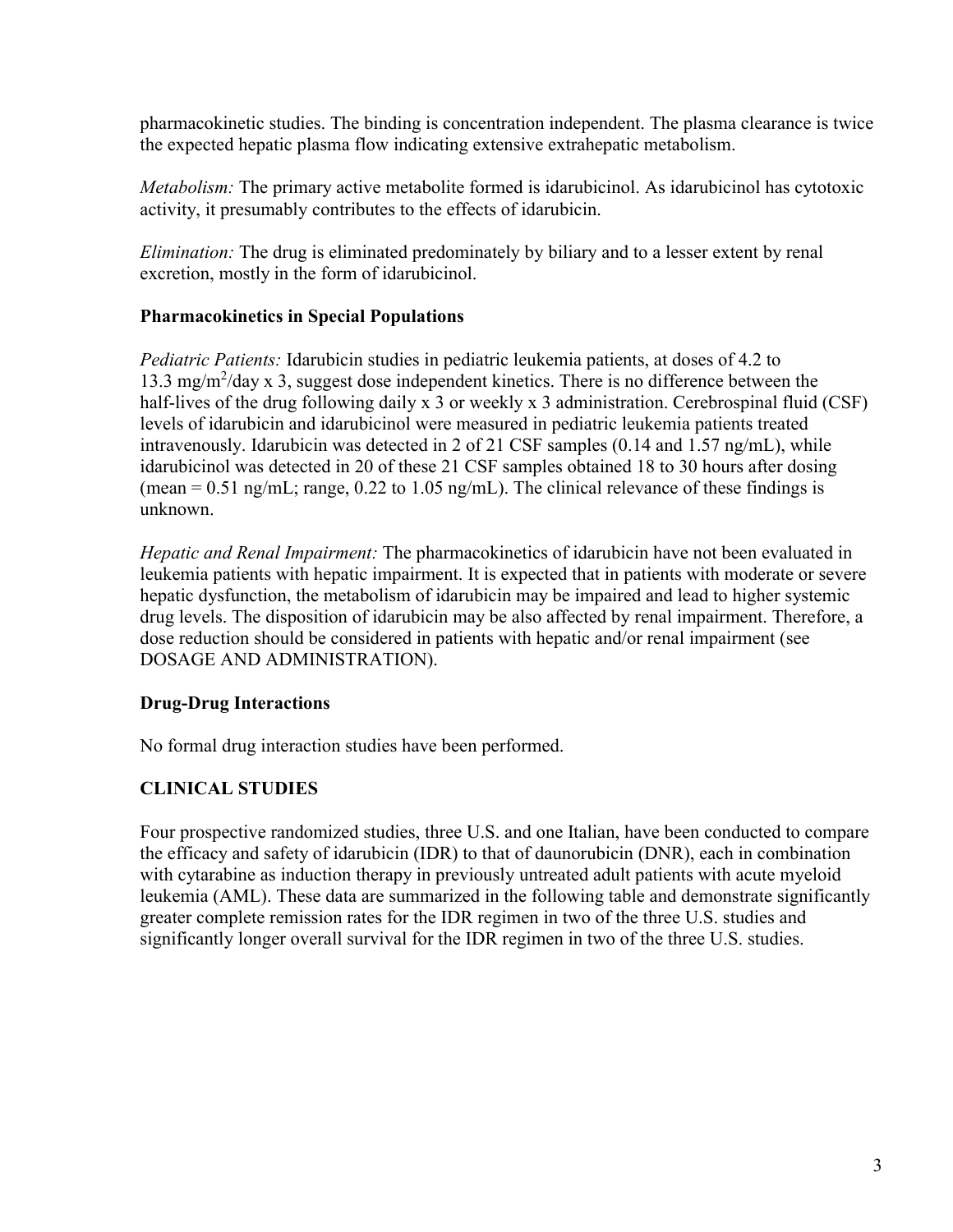pharmacokinetic studies. The binding is concentration independent. The plasma clearance is twice the expected hepatic plasma flow indicating extensive extrahepatic metabolism.

*Metabolism:* The primary active metabolite formed is idarubicinol. As idarubicinol has cytotoxic activity, it presumably contributes to the effects of idarubicin.

*Elimination:* The drug is eliminated predominately by biliary and to a lesser extent by renal excretion, mostly in the form of idarubicinol.

**Pharmacokinetics in Special Populations**

*Pediatric Patients:* Idarubicin studies in pediatric leukemia patients, at doses of 4.2 to 13.3 $mg/m^2$/day x 3, suggest dose independent kinetics. There is no difference between the half-lives of the drug following daily x 3 or weekly x 3 administration. Cerebrospinal fluid (CSF) levels of idarubicin and idarubicinol were measured in pediatric leukemia patients treated intravenously. Idarubicin was detected in 2 of 21 CSF samples (0.14 and 1.57 ng/mL), while idarubicinol was detected in 20 of these 21 CSF samples obtained 18 to 30 hours after dosing (mean = 0.51 ng/mL; range, 0.22 to 1.05 ng/mL). The clinical relevance of these findings is unknown.

*Hepatic and Renal Impairment:* The pharmacokinetics of idarubicin have not been evaluated in leukemia patients with hepatic impairment. It is expected that in patients with moderate or severe hepatic dysfunction, the metabolism of idarubicin may be impaired and lead to higher systemic drug levels. The disposition of idarubicin may be also affected by renal impairment. Therefore, a dose reduction should be considered in patients with hepatic and/or renal impairment (see DOSAGE AND ADMINISTRATION).

**Drug-Drug Interactions**

No formal drug interaction studies have been performed.

## CLINICAL STUDIES

Four prospective randomized studies, three U.S. and one Italian, have been conducted to compare the efficacy and safety of idarubicin (IDR) to that of daunorubicin (DNR), each in combination with cytarabine as induction therapy in previously untreated adult patients with acute myeloid leukemia (AML). These data are summarized in the following table and demonstrate significantly greater complete remission rates for the IDR regimen in two of the three U.S. studies and significantly longer overall survival for the IDR regimen in two of the three U.S. studies.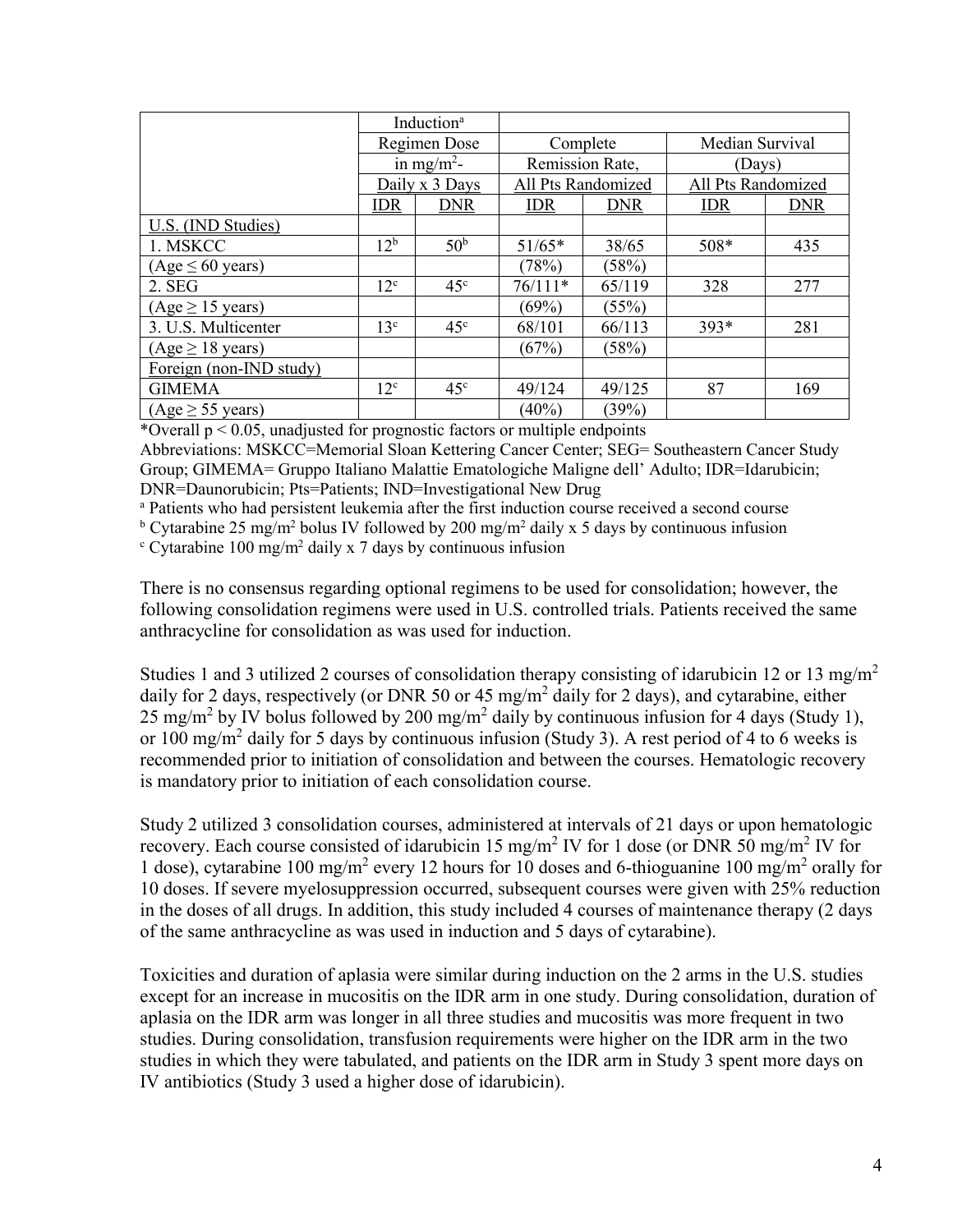| | Induction[a] Regimen Dose in $mg/m^2$- Daily x 3 Days | | Complete Remission Rate, All Pts Randomized | | Median Survival (Days) All Pts Randomized | |
|---|---|---|---|---|---|---|
| | IDR | DNR | IDR | DNR | IDR | DNR |
| U.S. (IND Studies) | | | | | | |
| 1. MSKCC | 12[b] | 50[b] | 51/65* | 38/65 | 508* | 435 |
| (Age ≤ 60 years) | | | (78%) | (58%) | | |
| 2. SEG | 12[c] | 45[c] | 76/111* | 65/119 | 328 | 277 |
| (Age ≥ 15 years) | | | (69%) | (55%) | | |
| 3. U.S. Multicenter | 13[c] | 45[c] | 68/101 | 66/113 | 393* | 281 |
| (Age ≥ 18 years) | | | (67%) | (58%) | | |
| Foreign (non-IND study) | | | | | | |
| GIMEMA | 12[c] | 45[c] | 49/124 | 49/125 | 87 | 169 |
| (Age ≥ 55 years) | | | (40%) | (39%) | | |

*Overall $p < 0.05$, unadjusted for prognostic factors or multiple endpoints

Abbreviations: MSKCC=Memorial Sloan Kettering Cancer Center; SEG= Southeastern Cancer Study Group; GIMEMA= Gruppo Italiano Malattie Ematologiche Maligne dell' Adulto; IDR=Idarubicin; DNR=Daunorubicin; Pts=Patients; IND=Investigational New Drug

[a] Patients who had persistent leukemia after the first induction course received a second course

[b] Cytarabine 25 $mg/m^2$ bolus IV followed by 200 $mg/m^2$ daily x 5 days by continuous infusion

[c] Cytarabine 100 $mg/m^2$ daily x 7 days by continuous infusion

There is no consensus regarding optional regimens to be used for consolidation; however, the following consolidation regimens were used in U.S. controlled trials. Patients received the same anthracycline for consolidation as was used for induction.

Studies 1 and 3 utilized 2 courses of consolidation therapy consisting of idarubicin 12 or 13 $mg/m^2$ daily for 2 days, respectively (or DNR 50 or 45 $mg/m^2$ daily for 2 days), and cytarabine, either 25 $mg/m^2$ by IV bolus followed by 200 $mg/m^2$ daily by continuous infusion for 4 days (Study 1), or 100 $mg/m^2$ daily for 5 days by continuous infusion (Study 3). A rest period of 4 to 6 weeks is recommended prior to initiation of consolidation and between the courses. Hematologic recovery is mandatory prior to initiation of each consolidation course.

Study 2 utilized 3 consolidation courses, administered at intervals of 21 days or upon hematologic recovery. Each course consisted of idarubicin 15 $mg/m^2$ IV for 1 dose (or DNR 50 $mg/m^2$ IV for 1 dose), cytarabine 100 $mg/m^2$ every 12 hours for 10 doses and 6-thioguanine 100 $mg/m^2$ orally for 10 doses. If severe myelosuppression occurred, subsequent courses were given with 25% reduction in the doses of all drugs. In addition, this study included 4 courses of maintenance therapy (2 days of the same anthracycline as was used in induction and 5 days of cytarabine).

Toxicities and duration of aplasia were similar during induction on the 2 arms in the U.S. studies except for an increase in mucositis on the IDR arm in one study. During consolidation, duration of aplasia on the IDR arm was longer in all three studies and mucositis was more frequent in two studies. During consolidation, transfusion requirements were higher on the IDR arm in the two studies in which they were tabulated, and patients on the IDR arm in Study 3 spent more days on IV antibiotics (Study 3 used a higher dose of idarubicin).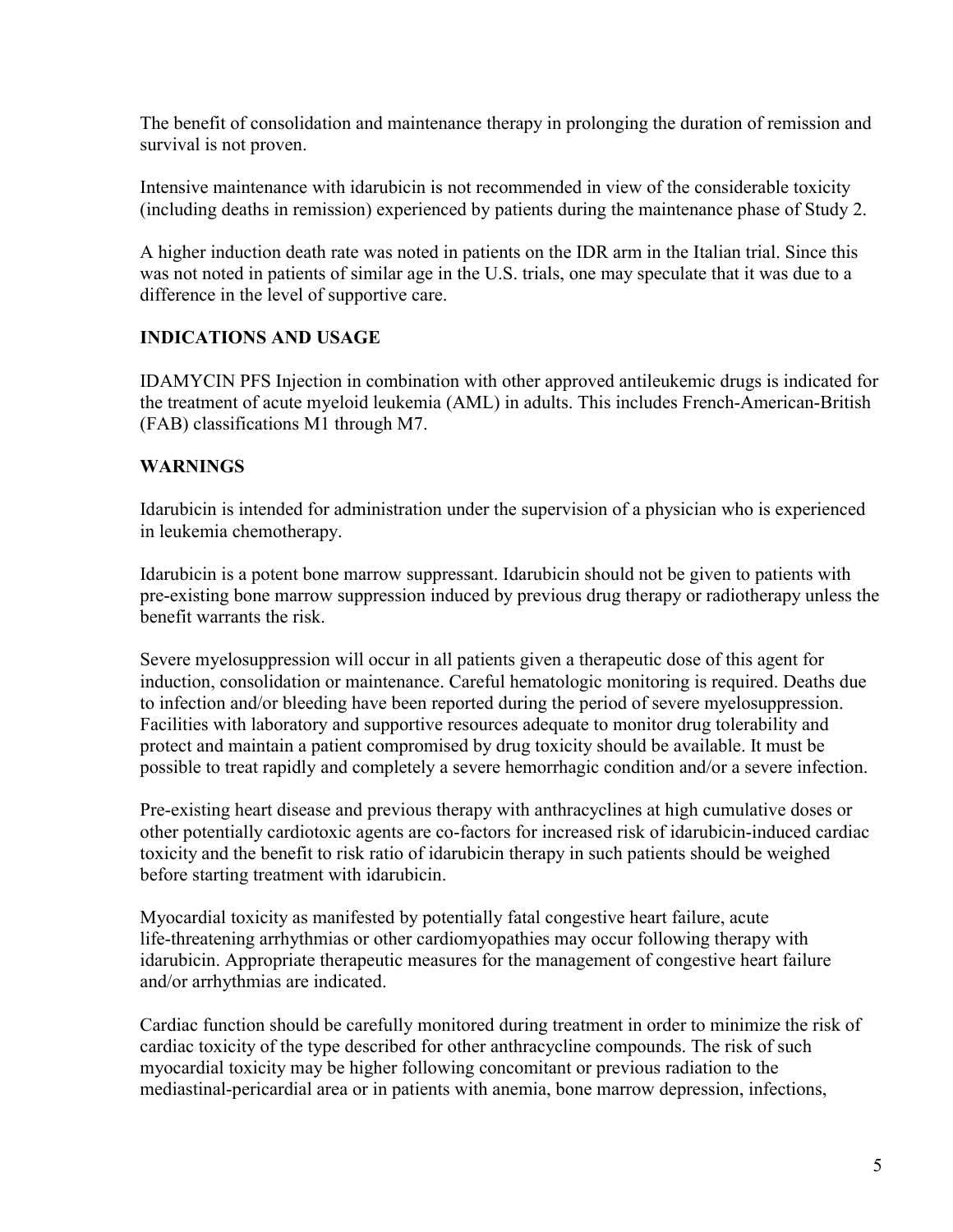The benefit of consolidation and maintenance therapy in prolonging the duration of remission and survival is not proven.

Intensive maintenance with idarubicin is not recommended in view of the considerable toxicity (including deaths in remission) experienced by patients during the maintenance phase of Study 2.

A higher induction death rate was noted in patients on the IDR arm in the Italian trial. Since this was not noted in patients of similar age in the U.S. trials, one may speculate that it was due to a difference in the level of supportive care.

## INDICATIONS AND USAGE

IDAMYCIN PFS Injection in combination with other approved antileukemic drugs is indicated for the treatment of acute myeloid leukemia (AML) in adults. This includes French-American-British (FAB) classifications M1 through M7.

## WARNINGS

Idarubicin is intended for administration under the supervision of a physician who is experienced in leukemia chemotherapy.

Idarubicin is a potent bone marrow suppressant. Idarubicin should not be given to patients with pre-existing bone marrow suppression induced by previous drug therapy or radiotherapy unless the benefit warrants the risk.

Severe myelosuppression will occur in all patients given a therapeutic dose of this agent for induction, consolidation or maintenance. Careful hematologic monitoring is required. Deaths due to infection and/or bleeding have been reported during the period of severe myelosuppression. Facilities with laboratory and supportive resources adequate to monitor drug tolerability and protect and maintain a patient compromised by drug toxicity should be available. It must be possible to treat rapidly and completely a severe hemorrhagic condition and/or a severe infection.

Pre-existing heart disease and previous therapy with anthracyclines at high cumulative doses or other potentially cardiotoxic agents are co-factors for increased risk of idarubicin-induced cardiac toxicity and the benefit to risk ratio of idarubicin therapy in such patients should be weighed before starting treatment with idarubicin.

Myocardial toxicity as manifested by potentially fatal congestive heart failure, acute life-threatening arrhythmias or other cardiomyopathies may occur following therapy with idarubicin. Appropriate therapeutic measures for the management of congestive heart failure and/or arrhythmias are indicated.

Cardiac function should be carefully monitored during treatment in order to minimize the risk of cardiac toxicity of the type described for other anthracycline compounds. The risk of such myocardial toxicity may be higher following concomitant or previous radiation to the mediastinal-pericardial area or in patients with anemia, bone marrow depression, infections,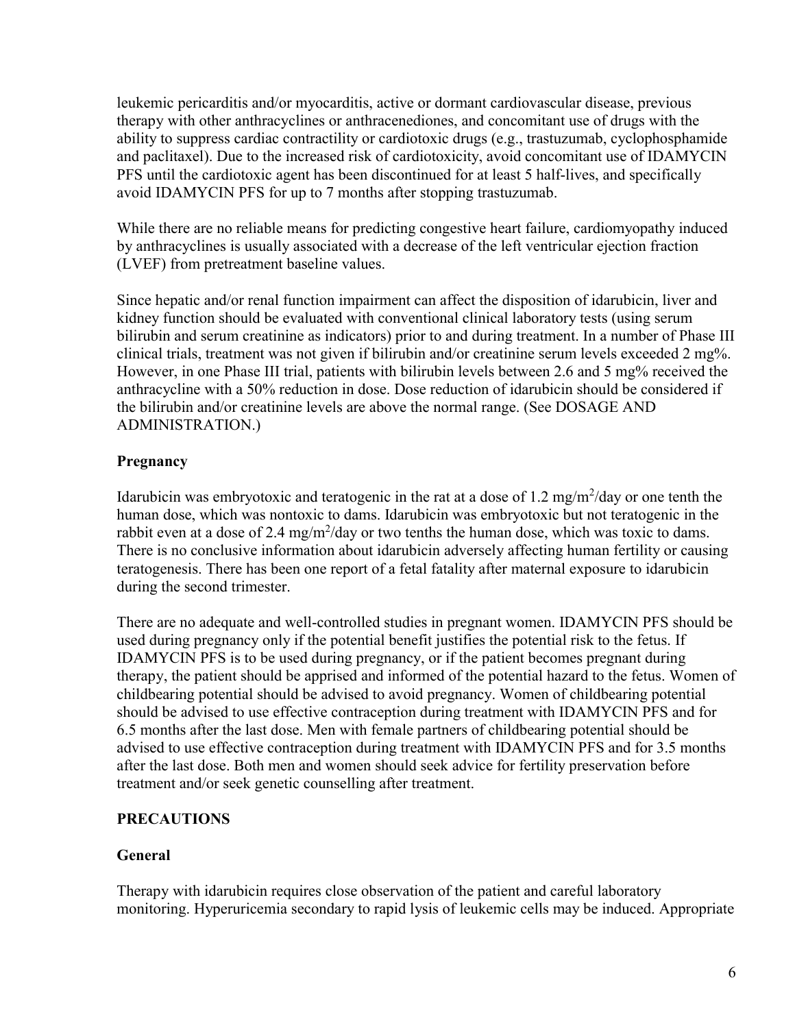leukemic pericarditis and/or myocarditis, active or dormant cardiovascular disease, previous therapy with other anthracyclines or anthracenediones, and concomitant use of drugs with the ability to suppress cardiac contractility or cardiotoxic drugs (e.g., trastuzumab, cyclophosphamide and paclitaxel). Due to the increased risk of cardiotoxicity, avoid concomitant use of IDAMYCIN PFS until the cardiotoxic agent has been discontinued for at least 5 half-lives, and specifically avoid IDAMYCIN PFS for up to 7 months after stopping trastuzumab.

While there are no reliable means for predicting congestive heart failure, cardiomyopathy induced by anthracyclines is usually associated with a decrease of the left ventricular ejection fraction (LVEF) from pretreatment baseline values.

Since hepatic and/or renal function impairment can affect the disposition of idarubicin, liver and kidney function should be evaluated with conventional clinical laboratory tests (using serum bilirubin and serum creatinine as indicators) prior to and during treatment. In a number of Phase III clinical trials, treatment was not given if bilirubin and/or creatinine serum levels exceeded 2 mg%. However, in one Phase III trial, patients with bilirubin levels between 2.6 and 5 mg% received the anthracycline with a 50% reduction in dose. Dose reduction of idarubicin should be considered if the bilirubin and/or creatinine levels are above the normal range. (See DOSAGE AND ADMINISTRATION.)

### Pregnancy

Idarubicin was embryotoxic and teratogenic in the rat at a dose of 1.2 $mg/m^2$/day or one tenth the human dose, which was nontoxic to dams. Idarubicin was embryotoxic but not teratogenic in the rabbit even at a dose of 2.4 $mg/m^2$/day or two tenths the human dose, which was toxic to dams. There is no conclusive information about idarubicin adversely affecting human fertility or causing teratogenesis. There has been one report of a fetal fatality after maternal exposure to idarubicin during the second trimester.

There are no adequate and well-controlled studies in pregnant women. IDAMYCIN PFS should be used during pregnancy only if the potential benefit justifies the potential risk to the fetus. If IDAMYCIN PFS is to be used during pregnancy, or if the patient becomes pregnant during therapy, the patient should be apprised and informed of the potential hazard to the fetus. Women of childbearing potential should be advised to avoid pregnancy. Women of childbearing potential should be advised to use effective contraception during treatment with IDAMYCIN PFS and for 6.5 months after the last dose. Men with female partners of childbearing potential should be advised to use effective contraception during treatment with IDAMYCIN PFS and for 3.5 months after the last dose. Both men and women should seek advice for fertility preservation before treatment and/or seek genetic counselling after treatment.

## PRECAUTIONS

### General

Therapy with idarubicin requires close observation of the patient and careful laboratory monitoring. Hyperuricemia secondary to rapid lysis of leukemic cells may be induced. Appropriate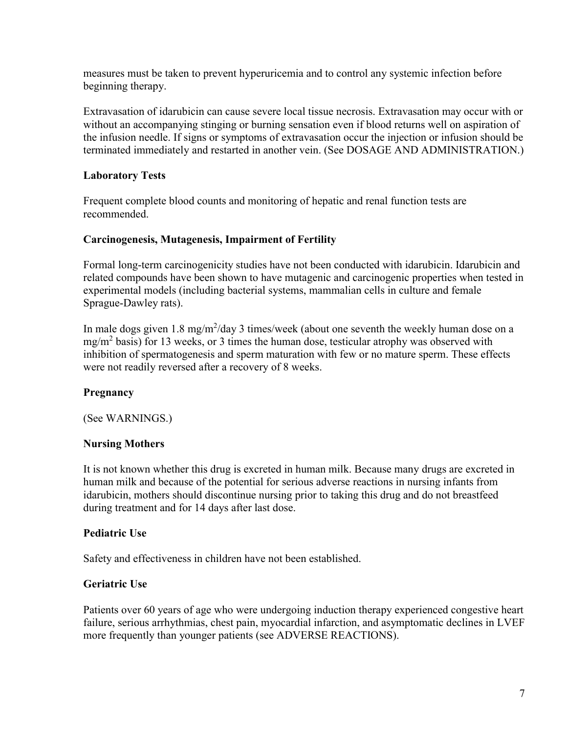measures must be taken to prevent hyperuricemia and to control any systemic infection before beginning therapy.

Extravasation of idarubicin can cause severe local tissue necrosis. Extravasation may occur with or without an accompanying stinging or burning sensation even if blood returns well on aspiration of the infusion needle. If signs or symptoms of extravasation occur the injection or infusion should be terminated immediately and restarted in another vein. (See DOSAGE AND ADMINISTRATION.)

### Laboratory Tests

Frequent complete blood counts and monitoring of hepatic and renal function tests are recommended.

### Carcinogenesis, Mutagenesis, Impairment of Fertility

Formal long-term carcinogenicity studies have not been conducted with idarubicin. Idarubicin and related compounds have been shown to have mutagenic and carcinogenic properties when tested in experimental models (including bacterial systems, mammalian cells in culture and female Sprague-Dawley rats).

In male dogs given 1.8 $mg/m^2$/day 3 times/week (about one seventh the weekly human dose on a $mg/m^2$ basis) for 13 weeks, or 3 times the human dose, testicular atrophy was observed with inhibition of spermatogenesis and sperm maturation with few or no mature sperm. These effects were not readily reversed after a recovery of 8 weeks.

### Pregnancy

(See WARNINGS.)

### Nursing Mothers

It is not known whether this drug is excreted in human milk. Because many drugs are excreted in human milk and because of the potential for serious adverse reactions in nursing infants from idarubicin, mothers should discontinue nursing prior to taking this drug and do not breastfeed during treatment and for 14 days after last dose.

### Pediatric Use

Safety and effectiveness in children have not been established.

### Geriatric Use

Patients over 60 years of age who were undergoing induction therapy experienced congestive heart failure, serious arrhythmias, chest pain, myocardial infarction, and asymptomatic declines in LVEF more frequently than younger patients (see ADVERSE REACTIONS).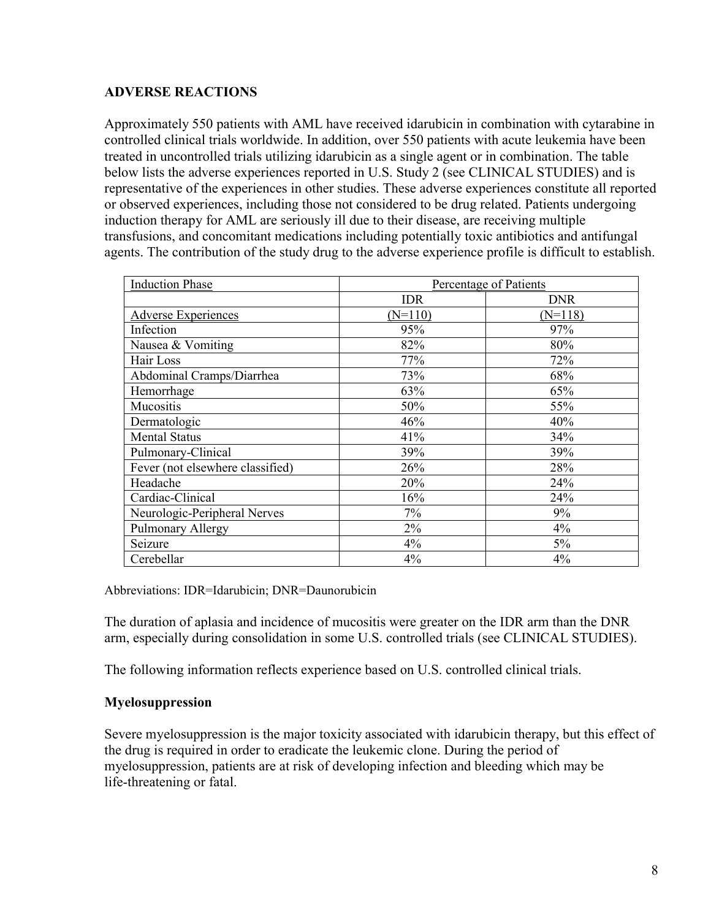## ADVERSE REACTIONS

Approximately 550 patients with AML have received idarubicin in combination with cytarabine in controlled clinical trials worldwide. In addition, over 550 patients with acute leukemia have been treated in uncontrolled trials utilizing idarubicin as a single agent or in combination. The table below lists the adverse experiences reported in U.S. Study 2 (see CLINICAL STUDIES) and is representative of the experiences in other studies. These adverse experiences constitute all reported or observed experiences, including those not considered to be drug related. Patients undergoing induction therapy for AML are seriously ill due to their disease, are receiving multiple transfusions, and concomitant medications including potentially toxic antibiotics and antifungal agents. The contribution of the study drug to the adverse experience profile is difficult to establish.

| Induction Phase | Percentage of Patients | |
|---|---|---|
| | IDR | DNR |
| Adverse Experiences | (N=110) | (N=118) |
| Infection | 95% | 97% |
| Nausea & Vomiting | 82% | 80% |
| Hair Loss | 77% | 72% |
| Abdominal Cramps/Diarrhea | 73% | 68% |
| Hemorrhage | 63% | 65% |
| Mucositis | 50% | 55% |
| Dermatologic | 46% | 40% |
| Mental Status | 41% | 34% |
| Pulmonary-Clinical | 39% | 39% |
| Fever (not elsewhere classified) | 26% | 28% |
| Headache | 20% | 24% |
| Cardiac-Clinical | 16% | 24% |
| Neurologic-Peripheral Nerves | 7% | 9% |
| Pulmonary Allergy | 2% | 4% |
| Seizure | 4% | 5% |
| Cerebellar | 4% | 4% |

Abbreviations: IDR=Idarubicin; DNR=Daunorubicin

The duration of aplasia and incidence of mucositis were greater on the IDR arm than the DNR arm, especially during consolidation in some U.S. controlled trials (see CLINICAL STUDIES).

The following information reflects experience based on U.S. controlled clinical trials.

### Myelosuppression

Severe myelosuppression is the major toxicity associated with idarubicin therapy, but this effect of the drug is required in order to eradicate the leukemic clone. During the period of myelosuppression, patients are at risk of developing infection and bleeding which may be life-threatening or fatal.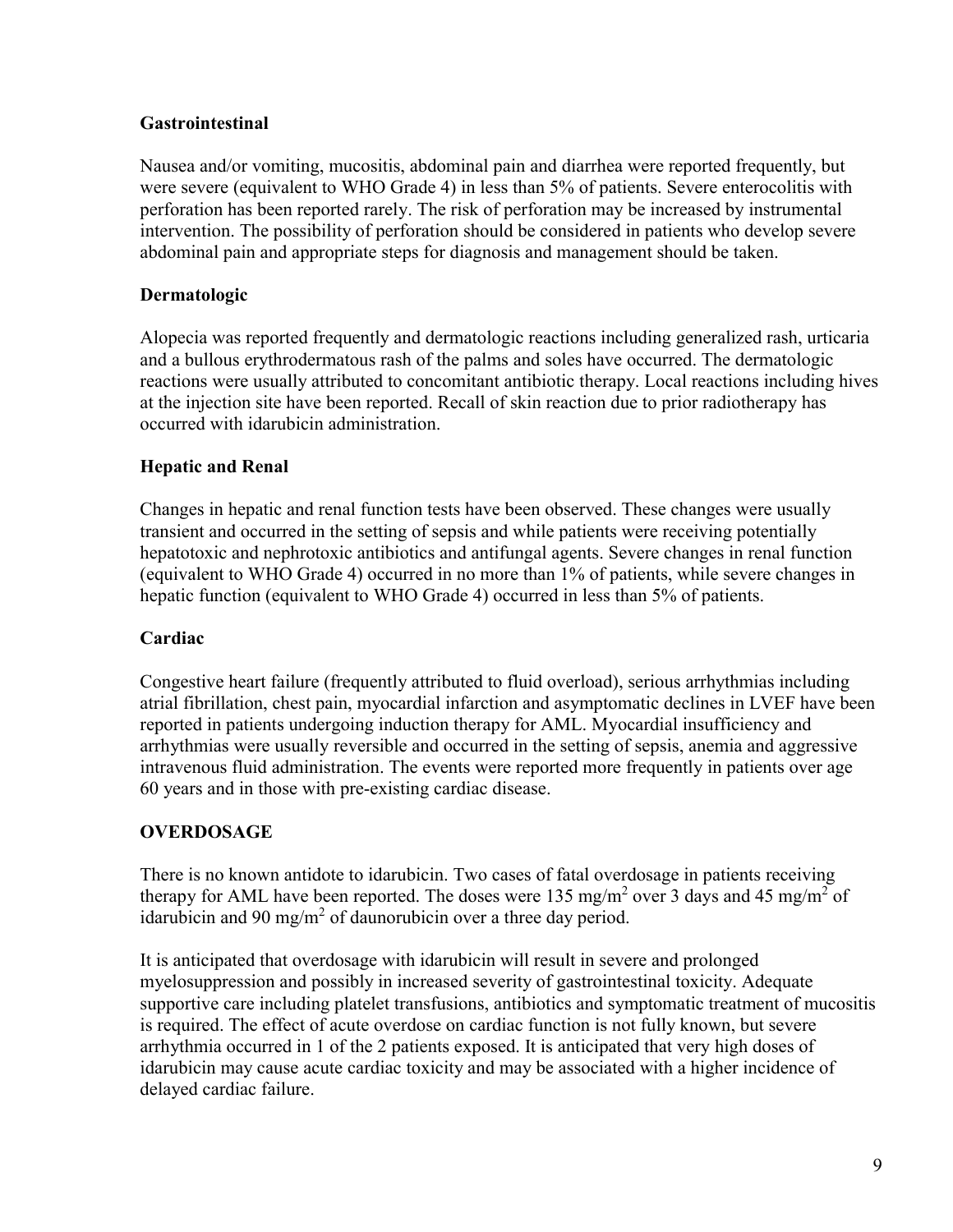### Gastrointestinal

Nausea and/or vomiting, mucositis, abdominal pain and diarrhea were reported frequently, but were severe (equivalent to WHO Grade 4) in less than 5% of patients. Severe enterocolitis with perforation has been reported rarely. The risk of perforation may be increased by instrumental intervention. The possibility of perforation should be considered in patients who develop severe abdominal pain and appropriate steps for diagnosis and management should be taken.

### Dermatologic

Alopecia was reported frequently and dermatologic reactions including generalized rash, urticaria and a bullous erythrodermatous rash of the palms and soles have occurred. The dermatologic reactions were usually attributed to concomitant antibiotic therapy. Local reactions including hives at the injection site have been reported. Recall of skin reaction due to prior radiotherapy has occurred with idarubicin administration.

### Hepatic and Renal

Changes in hepatic and renal function tests have been observed. These changes were usually transient and occurred in the setting of sepsis and while patients were receiving potentially hepatotoxic and nephrotoxic antibiotics and antifungal agents. Severe changes in renal function (equivalent to WHO Grade 4) occurred in no more than 1% of patients, while severe changes in hepatic function (equivalent to WHO Grade 4) occurred in less than 5% of patients.

### Cardiac

Congestive heart failure (frequently attributed to fluid overload), serious arrhythmias including atrial fibrillation, chest pain, myocardial infarction and asymptomatic declines in LVEF have been reported in patients undergoing induction therapy for AML. Myocardial insufficiency and arrhythmias were usually reversible and occurred in the setting of sepsis, anemia and aggressive intravenous fluid administration. The events were reported more frequently in patients over age 60 years and in those with pre-existing cardiac disease.

## OVERDOSAGE

There is no known antidote to idarubicin. Two cases of fatal overdosage in patients receiving therapy for AML have been reported. The doses were 135 $mg/m^2$ over 3 days and 45 $mg/m^2$ of idarubicin and 90 $mg/m^2$ of daunorubicin over a three day period.

It is anticipated that overdosage with idarubicin will result in severe and prolonged myelosuppression and possibly in increased severity of gastrointestinal toxicity. Adequate supportive care including platelet transfusions, antibiotics and symptomatic treatment of mucositis is required. The effect of acute overdose on cardiac function is not fully known, but severe arrhythmia occurred in 1 of the 2 patients exposed. It is anticipated that very high doses of idarubicin may cause acute cardiac toxicity and may be associated with a higher incidence of delayed cardiac failure.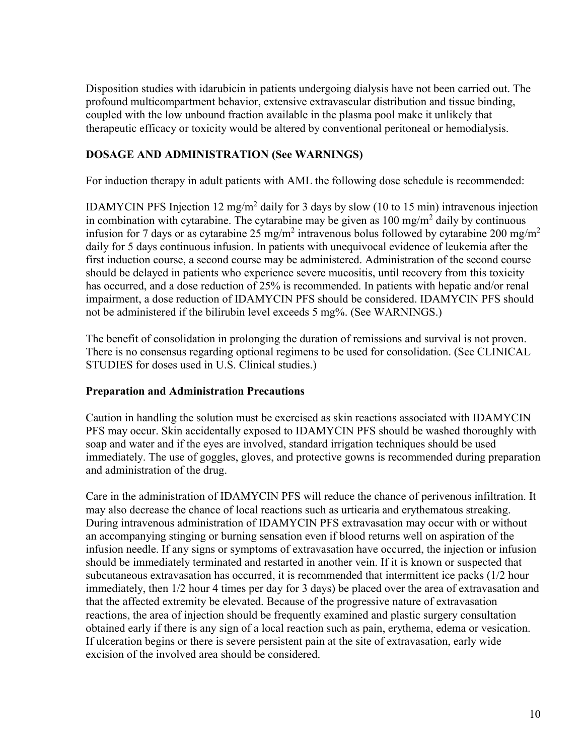Disposition studies with idarubicin in patients undergoing dialysis have not been carried out. The profound multicompartment behavior, extensive extravascular distribution and tissue binding, coupled with the low unbound fraction available in the plasma pool make it unlikely that therapeutic efficacy or toxicity would be altered by conventional peritoneal or hemodialysis.

## DOSAGE AND ADMINISTRATION (See WARNINGS)

For induction therapy in adult patients with AML the following dose schedule is recommended:

IDAMYCIN PFS Injection 12 mg/m$^2$ daily for 3 days by slow (10 to 15 min) intravenous injection in combination with cytarabine. The cytarabine may be given as 100 mg/m$^2$ daily by continuous infusion for 7 days or as cytarabine 25 mg/m$^2$ intravenous bolus followed by cytarabine 200 mg/m$^2$ daily for 5 days continuous infusion. In patients with unequivocal evidence of leukemia after the first induction course, a second course may be administered. Administration of the second course should be delayed in patients who experience severe mucositis, until recovery from this toxicity has occurred, and a dose reduction of 25% is recommended. In patients with hepatic and/or renal impairment, a dose reduction of IDAMYCIN PFS should be considered. IDAMYCIN PFS should not be administered if the bilirubin level exceeds 5 mg%. (See WARNINGS.)

The benefit of consolidation in prolonging the duration of remissions and survival is not proven. There is no consensus regarding optional regimens to be used for consolidation. (See CLINICAL STUDIES for doses used in U.S. Clinical studies.)

### Preparation and Administration Precautions

Caution in handling the solution must be exercised as skin reactions associated with IDAMYCIN PFS may occur. Skin accidentally exposed to IDAMYCIN PFS should be washed thoroughly with soap and water and if the eyes are involved, standard irrigation techniques should be used immediately. The use of goggles, gloves, and protective gowns is recommended during preparation and administration of the drug.

Care in the administration of IDAMYCIN PFS will reduce the chance of perivenous infiltration. It may also decrease the chance of local reactions such as urticaria and erythematous streaking. During intravenous administration of IDAMYCIN PFS extravasation may occur with or without an accompanying stinging or burning sensation even if blood returns well on aspiration of the infusion needle. If any signs or symptoms of extravasation have occurred, the injection or infusion should be immediately terminated and restarted in another vein. If it is known or suspected that subcutaneous extravasation has occurred, it is recommended that intermittent ice packs (1/2 hour immediately, then 1/2 hour 4 times per day for 3 days) be placed over the area of extravasation and that the affected extremity be elevated. Because of the progressive nature of extravasation reactions, the area of injection should be frequently examined and plastic surgery consultation obtained early if there is any sign of a local reaction such as pain, erythema, edema or vesication. If ulceration begins or there is severe persistent pain at the site of extravasation, early wide excision of the involved area should be considered.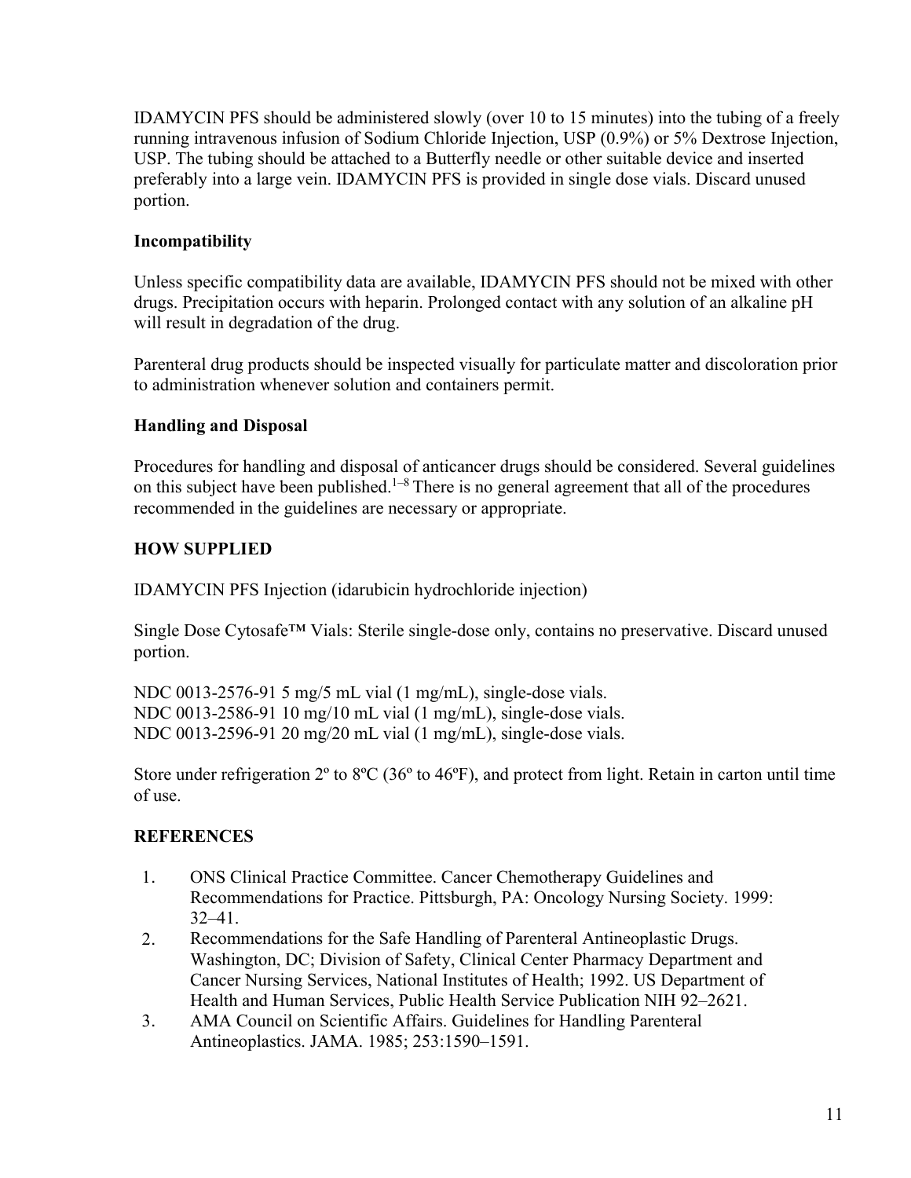IDAMYCIN PFS should be administered slowly (over 10 to 15 minutes) into the tubing of a freely running intravenous infusion of Sodium Chloride Injection, USP (0.9%) or 5% Dextrose Injection, USP. The tubing should be attached to a Butterfly needle or other suitable device and inserted preferably into a large vein. IDAMYCIN PFS is provided in single dose vials. Discard unused portion.

### Incompatibility

Unless specific compatibility data are available, IDAMYCIN PFS should not be mixed with other drugs. Precipitation occurs with heparin. Prolonged contact with any solution of an alkaline pH will result in degradation of the drug.

Parenteral drug products should be inspected visually for particulate matter and discoloration prior to administration whenever solution and containers permit.

### Handling and Disposal

Procedures for handling and disposal of anticancer drugs should be considered. Several guidelines on this subject have been published.[1–8] There is no general agreement that all of the procedures recommended in the guidelines are necessary or appropriate.

## HOW SUPPLIED

IDAMYCIN PFS Injection (idarubicin hydrochloride injection)

Single Dose Cytosafe™ Vials: Sterile single-dose only, contains no preservative. Discard unused portion.

NDC 0013-2576-91 5 mg/5 mL vial (1 mg/mL), single-dose vials.
NDC 0013-2586-91 10 mg/10 mL vial (1 mg/mL), single-dose vials.
NDC 0013-2596-91 20 mg/20 mL vial (1 mg/mL), single-dose vials.

Store under refrigeration 2º to 8ºC (36º to 46ºF), and protect from light. Retain in carton until time of use.

## REFERENCES

1. ONS Clinical Practice Committee. Cancer Chemotherapy Guidelines and Recommendations for Practice. Pittsburgh, PA: Oncology Nursing Society. 1999: 32–41.
2. Recommendations for the Safe Handling of Parenteral Antineoplastic Drugs. Washington, DC; Division of Safety, Clinical Center Pharmacy Department and Cancer Nursing Services, National Institutes of Health; 1992. US Department of Health and Human Services, Public Health Service Publication NIH 92–2621.
3. AMA Council on Scientific Affairs. Guidelines for Handling Parenteral Antineoplastics. JAMA. 1985; 253:1590–1591.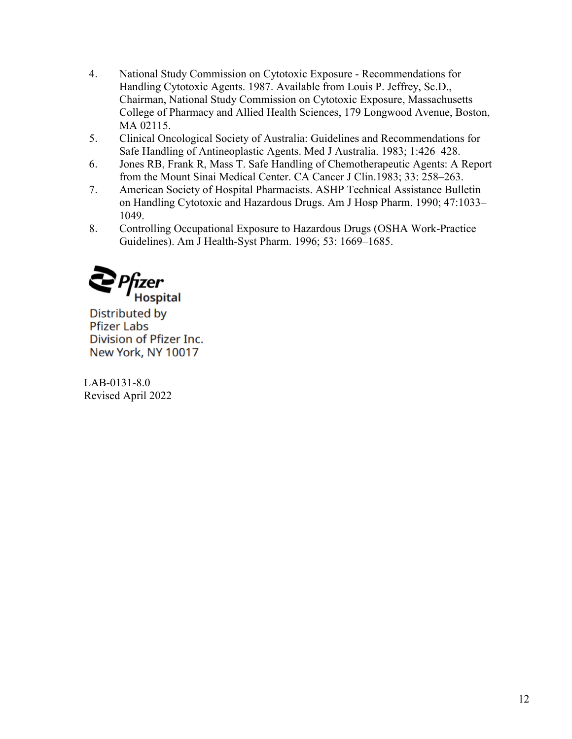4. National Study Commission on Cytotoxic Exposure - Recommendations for Handling Cytotoxic Agents. 1987. Available from Louis P. Jeffrey, Sc.D., Chairman, National Study Commission on Cytotoxic Exposure, Massachusetts College of Pharmacy and Allied Health Sciences, 179 Longwood Avenue, Boston, MA 02115.
5. Clinical Oncological Society of Australia: Guidelines and Recommendations for Safe Handling of Antineoplastic Agents. Med J Australia. 1983; 1:426–428.
6. Jones RB, Frank R, Mass T. Safe Handling of Chemotherapeutic Agents: A Report from the Mount Sinai Medical Center. CA Cancer J Clin.1983; 33: 258–263.
7. American Society of Hospital Pharmacists. ASHP Technical Assistance Bulletin on Handling Cytotoxic and Hazardous Drugs. Am J Hosp Pharm. 1990; 47:1033–1049.
8. Controlling Occupational Exposure to Hazardous Drugs (OSHA Work-Practice Guidelines). Am J Health-Syst Pharm. 1996; 53: 1669–1685.

Pfizer Hospital

Distributed by
Pfizer Labs
Division of Pfizer Inc.
New York, NY 10017

LAB-0131-8.0
Revised April 2022